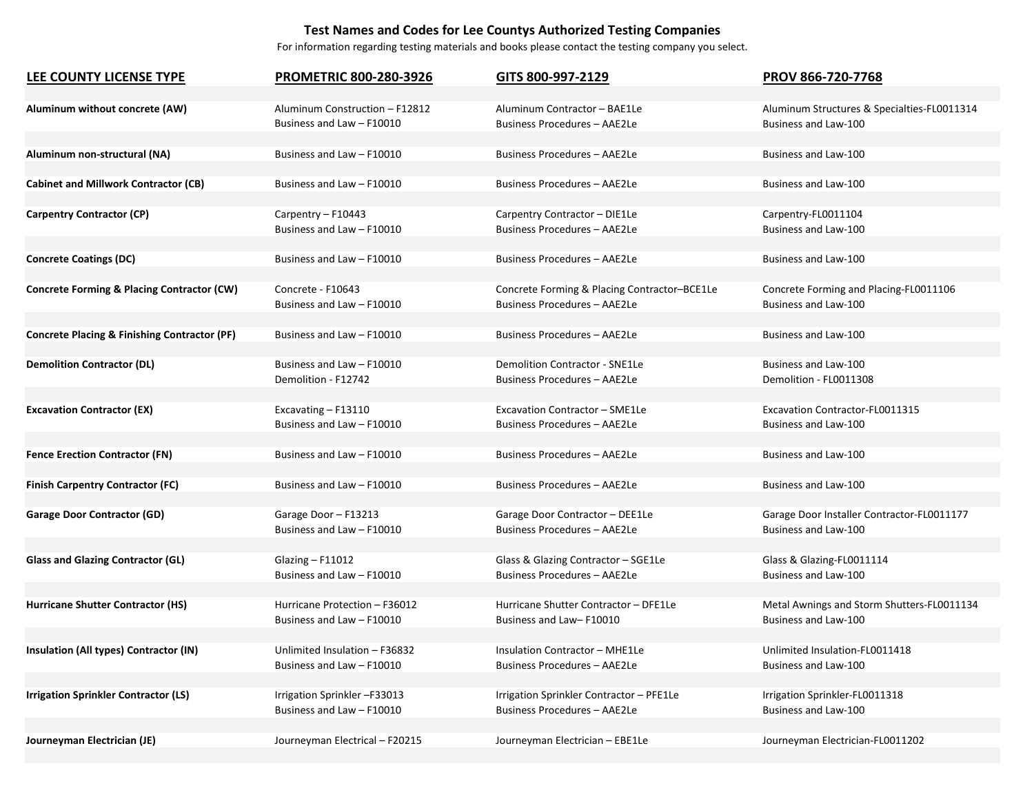**Test Names and Codes for Lee Countys Authorized Testing Companies**

For information regarding testing materials and books please contact the testing company you select.

| LEE COUNTY LICENSE TYPE | PROMETRIC 800-280-3926 | GITS 800-997-2129 | PROV 866-720-7768 |
|---|---|---|---|
| **Aluminum without concrete (AW)** | Aluminum Construction – F12812<br>Business and Law – F10010 | Aluminum Contractor – BAE1Le<br>Business Procedures – AAE2Le | Aluminum Structures & Specialties-FL0011314<br>Business and Law-100 |
| **Aluminum non-structural (NA)** | Business and Law – F10010 | Business Procedures – AAE2Le | Business and Law-100 |
| **Cabinet and Millwork Contractor (CB)** | Business and Law – F10010 | Business Procedures – AAE2Le | Business and Law-100 |
| **Carpentry Contractor (CP)** | Carpentry – F10443<br>Business and Law – F10010 | Carpentry Contractor – DIE1Le<br>Business Procedures – AAE2Le | Carpentry-FL0011104<br>Business and Law-100 |
| **Concrete Coatings (DC)** | Business and Law – F10010 | Business Procedures – AAE2Le | Business and Law-100 |
| **Concrete Forming & Placing Contractor (CW)** | Concrete - F10643<br>Business and Law – F10010 | Concrete Forming & Placing Contractor–BCE1Le<br>Business Procedures – AAE2Le | Concrete Forming and Placing-FL0011106<br>Business and Law-100 |
| **Concrete Placing & Finishing Contractor (PF)** | Business and Law – F10010 | Business Procedures – AAE2Le | Business and Law-100 |
| **Demolition Contractor (DL)** | Business and Law – F10010<br>Demolition - F12742 | Demolition Contractor - SNE1Le<br>Business Procedures – AAE2Le | Business and Law-100<br>Demolition - FL0011308 |
| **Excavation Contractor (EX)** | Excavating – F13110<br>Business and Law – F10010 | Excavation Contractor – SME1Le<br>Business Procedures – AAE2Le | Excavation Contractor-FL0011315<br>Business and Law-100 |
| **Fence Erection Contractor (FN)** | Business and Law – F10010 | Business Procedures – AAE2Le | Business and Law-100 |
| **Finish Carpentry Contractor (FC)** | Business and Law – F10010 | Business Procedures – AAE2Le | Business and Law-100 |
| **Garage Door Contractor (GD)** | Garage Door – F13213<br>Business and Law – F10010 | Garage Door Contractor – DEE1Le<br>Business Procedures – AAE2Le | Garage Door Installer Contractor-FL0011177<br>Business and Law-100 |
| **Glass and Glazing Contractor (GL)** | Glazing – F11012<br>Business and Law – F10010 | Glass & Glazing Contractor – SGE1Le<br>Business Procedures – AAE2Le | Glass & Glazing-FL0011114<br>Business and Law-100 |
| **Hurricane Shutter Contractor (HS)** | Hurricane Protection – F36012<br>Business and Law – F10010 | Hurricane Shutter Contractor – DFE1Le<br>Business and Law– F10010 | Metal Awnings and Storm Shutters-FL0011134<br>Business and Law-100 |
| **Insulation (All types) Contractor (IN)** | Unlimited Insulation – F36832<br>Business and Law – F10010 | Insulation Contractor – MHE1Le<br>Business Procedures – AAE2Le | Unlimited Insulation-FL0011418<br>Business and Law-100 |
| **Irrigation Sprinkler Contractor (LS)** | Irrigation Sprinkler –F33013<br>Business and Law – F10010 | Irrigation Sprinkler Contractor – PFE1Le<br>Business Procedures – AAE2Le | Irrigation Sprinkler-FL0011318<br>Business and Law-100 |
| **Journeyman Electrician (JE)** | Journeyman Electrical – F20215 | Journeyman Electrician – EBE1Le | Journeyman Electrician-FL0011202 |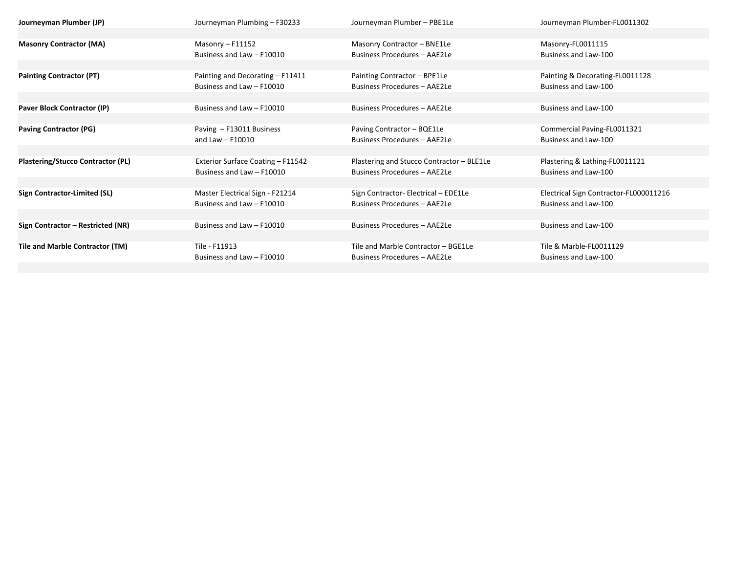| | | | |
|---|---|---|---|
| **Journeyman Plumber (JP)** | Journeyman Plumbing – F30233 | Journeyman Plumber – PBE1Le | Journeyman Plumber-FL0011302 |
| **Masonry Contractor (MA)** | Masonry – F11152<br>Business and Law – F10010 | Masonry Contractor – BNE1Le<br>Business Procedures – AAE2Le | Masonry-FL0011115<br>Business and Law-100 |
| **Painting Contractor (PT)** | Painting and Decorating – F11411<br>Business and Law – F10010 | Painting Contractor – BPE1Le<br>Business Procedures – AAE2Le | Painting & Decorating-FL0011128<br>Business and Law-100 |
| **Paver Block Contractor (IP)** | Business and Law – F10010 | Business Procedures – AAE2Le | Business and Law-100 |
| **Paving Contractor (PG)** | Paving – F13011 Business<br>and Law – F10010 | Paving Contractor – BQE1Le<br>Business Procedures – AAE2Le | Commercial Paving-FL0011321<br>Business and Law-100 |
| **Plastering/Stucco Contractor (PL)** | Exterior Surface Coating – F11542<br>Business and Law – F10010 | Plastering and Stucco Contractor – BLE1Le<br>Business Procedures – AAE2Le | Plastering & Lathing-FL0011121<br>Business and Law-100 |
| **Sign Contractor-Limited (SL)** | Master Electrical Sign - F21214<br>Business and Law – F10010 | Sign Contractor- Electrical – EDE1Le<br>Business Procedures – AAE2Le | Electrical Sign Contractor-FL000011216<br>Business and Law-100 |
| **Sign Contractor – Restricted (NR)** | Business and Law – F10010 | Business Procedures – AAE2Le | Business and Law-100 |
| **Tile and Marble Contractor (TM)** | Tile - F11913<br>Business and Law – F10010 | Tile and Marble Contractor – BGE1Le<br>Business Procedures – AAE2Le | Tile & Marble-FL0011129<br>Business and Law-100 |